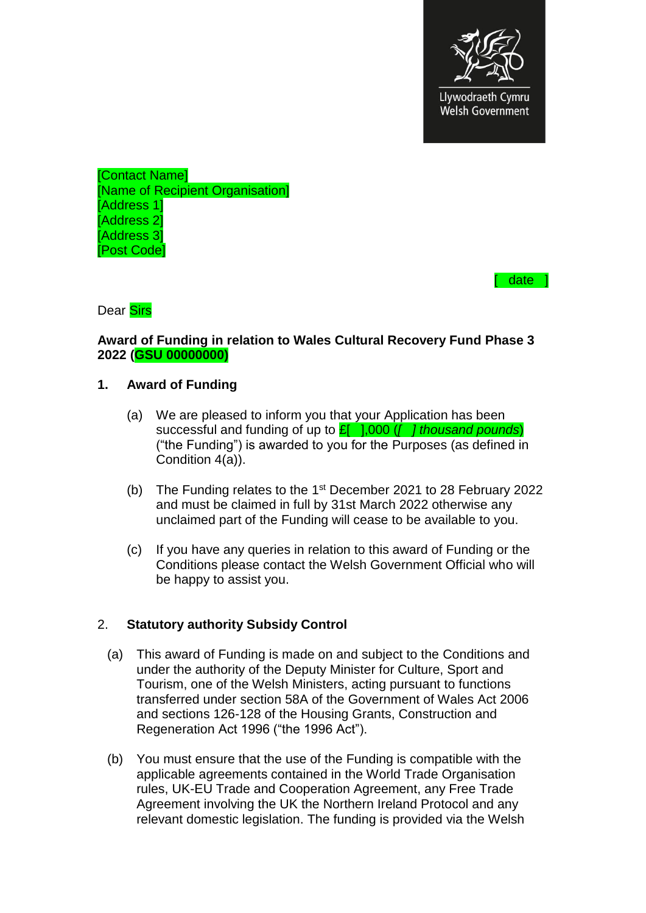Llywodraeth Cymru
Welsh Government

[Contact Name]
[Name of Recipient Organisation]
[Address 1]
[Address 2]
[Address 3]
[Post Code]

[ date ]

Dear Sirs

**Award of Funding in relation to Wales Cultural Recovery Fund Phase 3 2022 (GSU 00000000)**

## 1. Award of Funding

(a) We are pleased to inform you that your Application has been successful and funding of up to £[ ],000 (*[ ] thousand pounds*) ("the Funding") is awarded to you for the Purposes (as defined in Condition 4(a)).

(b) The Funding relates to the 1st December 2021 to 28 February 2022 and must be claimed in full by 31st March 2022 otherwise any unclaimed part of the Funding will cease to be available to you.

(c) If you have any queries in relation to this award of Funding or the Conditions please contact the Welsh Government Official who will be happy to assist you.

## 2. Statutory authority Subsidy Control

(a) This award of Funding is made on and subject to the Conditions and under the authority of the Deputy Minister for Culture, Sport and Tourism, one of the Welsh Ministers, acting pursuant to functions transferred under section 58A of the Government of Wales Act 2006 and sections 126-128 of the Housing Grants, Construction and Regeneration Act 1996 ("the 1996 Act").

(b) You must ensure that the use of the Funding is compatible with the applicable agreements contained in the World Trade Organisation rules, UK-EU Trade and Cooperation Agreement, any Free Trade Agreement involving the UK the Northern Ireland Protocol and any relevant domestic legislation. The funding is provided via the Welsh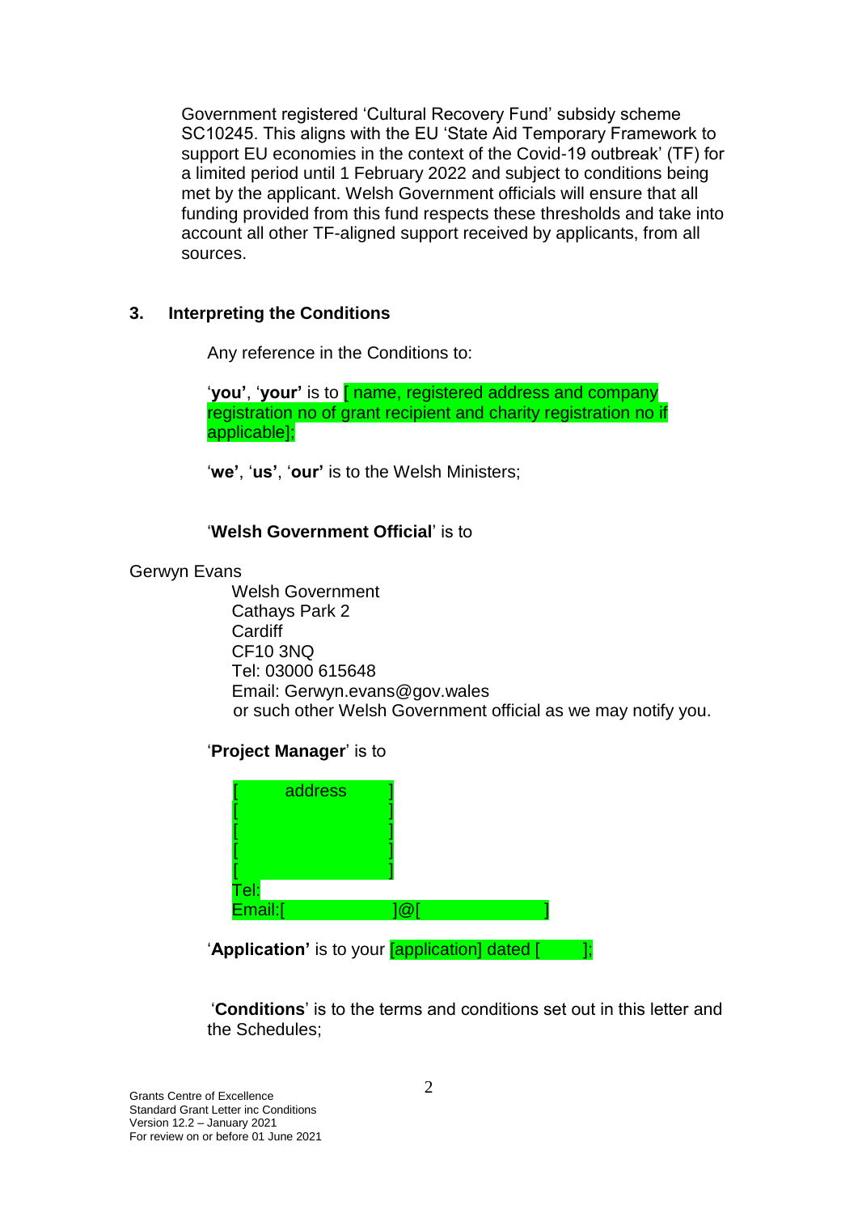Government registered 'Cultural Recovery Fund' subsidy scheme SC10245. This aligns with the EU 'State Aid Temporary Framework to support EU economies in the context of the Covid-19 outbreak' (TF) for a limited period until 1 February 2022 and subject to conditions being met by the applicant. Welsh Government officials will ensure that all funding provided from this fund respects these thresholds and take into account all other TF-aligned support received by applicants, from all sources.

## 3. Interpreting the Conditions

Any reference in the Conditions to:

'**you'**, '**your'** is to [ name, registered address and company registration no of grant recipient and charity registration no if applicable];

'**we'**, '**us'**, '**our'** is to the Welsh Ministers;

'**Welsh Government Official**' is to

Gerwyn Evans  
Welsh Government  
Cathays Park 2  
Cardiff  
CF10 3NQ  
Tel: 03000 615648  
Email: Gerwyn.evans@gov.wales  
or such other Welsh Government official as we may notify you.

'**Project Manager**' is to

[ address ]  
[ ]  
[ ]  
[ ]  
[ ]  
Tel:  
Email:[ ]@[ ]

'**Application'** is to your [application] dated [ ];

'**Conditions**' is to the terms and conditions set out in this letter and the Schedules;

Grants Centre of Excellence  
Standard Grant Letter inc Conditions  
Version 12.2 – January 2021  
For review on or before 01 June 2021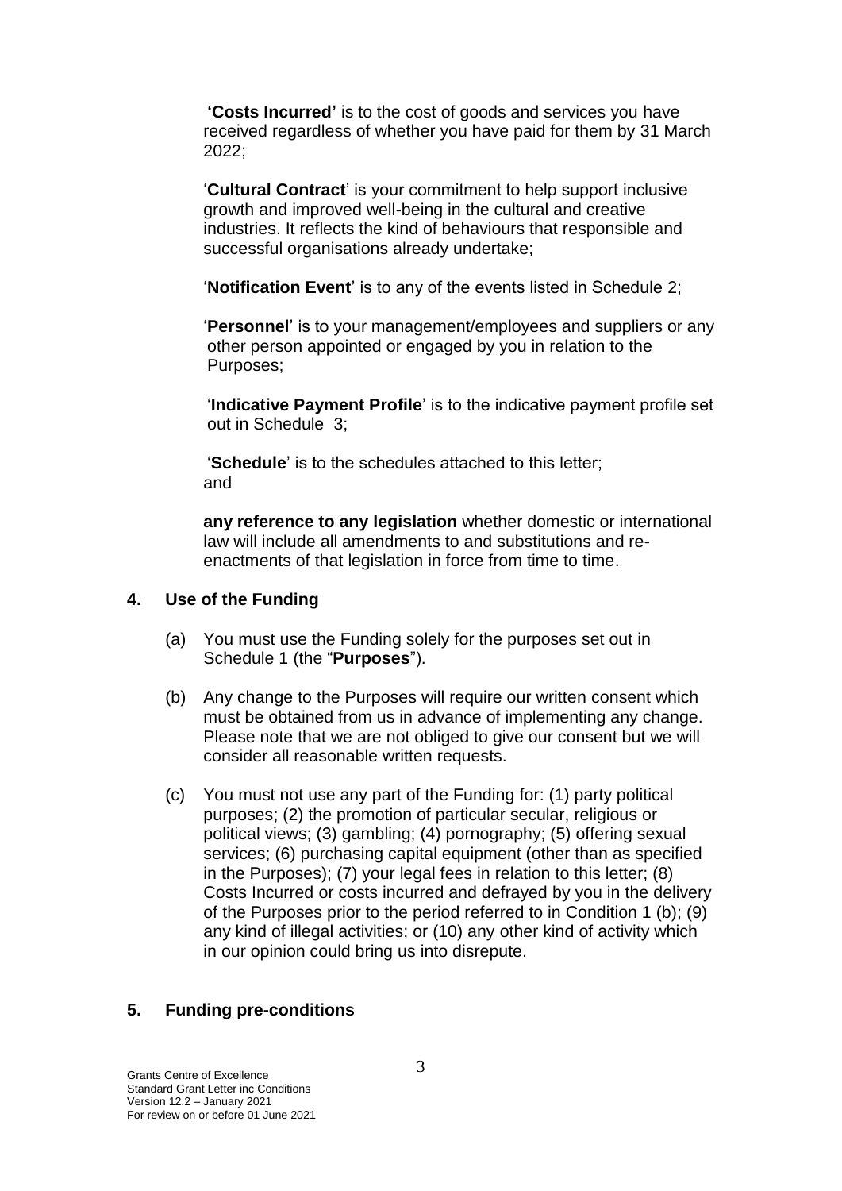**'Costs Incurred'** is to the cost of goods and services you have received regardless of whether you have paid for them by 31 March 2022;

'**Cultural Contract**' is your commitment to help support inclusive growth and improved well-being in the cultural and creative industries. It reflects the kind of behaviours that responsible and successful organisations already undertake;

'**Notification Event**' is to any of the events listed in Schedule 2;

'**Personnel**' is to your management/employees and suppliers or any other person appointed or engaged by you in relation to the Purposes;

'**Indicative Payment Profile**' is to the indicative payment profile set out in Schedule 3;

'**Schedule**' is to the schedules attached to this letter; and

**any reference to any legislation** whether domestic or international law will include all amendments to and substitutions and re-enactments of that legislation in force from time to time.

## 4. Use of the Funding

(a) You must use the Funding solely for the purposes set out in Schedule 1 (the "**Purposes**").

(b) Any change to the Purposes will require our written consent which must be obtained from us in advance of implementing any change. Please note that we are not obliged to give our consent but we will consider all reasonable written requests.

(c) You must not use any part of the Funding for: (1) party political purposes; (2) the promotion of particular secular, religious or political views; (3) gambling; (4) pornography; (5) offering sexual services; (6) purchasing capital equipment (other than as specified in the Purposes); (7) your legal fees in relation to this letter; (8) Costs Incurred or costs incurred and defrayed by you in the delivery of the Purposes prior to the period referred to in Condition 1 (b); (9) any kind of illegal activities; or (10) any other kind of activity which in our opinion could bring us into disrepute.

## 5. Funding pre-conditions

Grants Centre of Excellence
Standard Grant Letter inc Conditions
Version 12.2 – January 2021
For review on or before 01 June 2021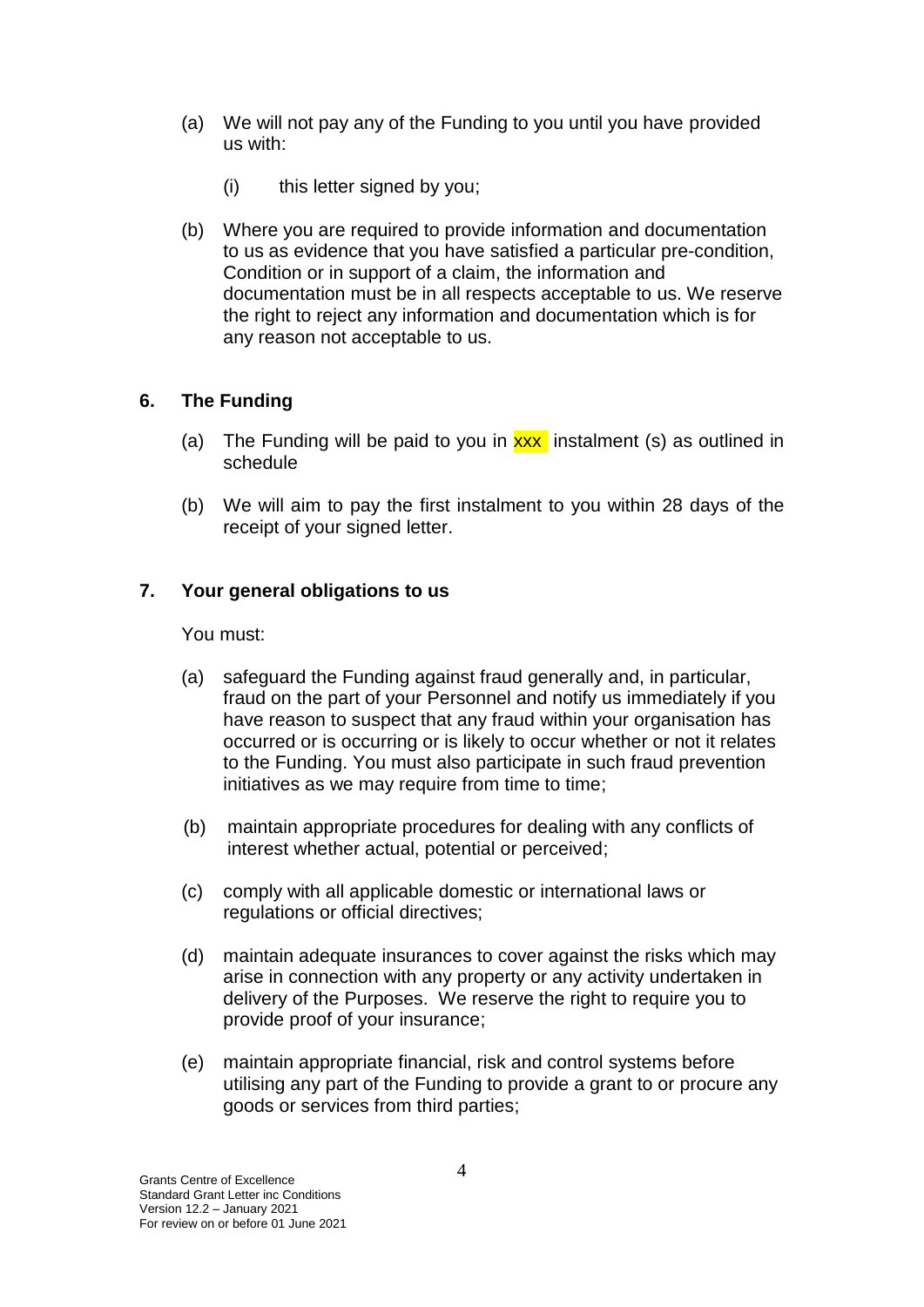(a) We will not pay any of the Funding to you until you have provided us with:

   (i) this letter signed by you;

(b) Where you are required to provide information and documentation to us as evidence that you have satisfied a particular pre-condition, Condition or in support of a claim, the information and documentation must be in all respects acceptable to us. We reserve the right to reject any information and documentation which is for any reason not acceptable to us.

## 6. The Funding

(a) The Funding will be paid to you in xxx instalment (s) as outlined in schedule

(b) We will aim to pay the first instalment to you within 28 days of the receipt of your signed letter.

## 7. Your general obligations to us

You must:

(a) safeguard the Funding against fraud generally and, in particular, fraud on the part of your Personnel and notify us immediately if you have reason to suspect that any fraud within your organisation has occurred or is occurring or is likely to occur whether or not it relates to the Funding. You must also participate in such fraud prevention initiatives as we may require from time to time;

(b) maintain appropriate procedures for dealing with any conflicts of interest whether actual, potential or perceived;

(c) comply with all applicable domestic or international laws or regulations or official directives;

(d) maintain adequate insurances to cover against the risks which may arise in connection with any property or any activity undertaken in delivery of the Purposes. We reserve the right to require you to provide proof of your insurance;

(e) maintain appropriate financial, risk and control systems before utilising any part of the Funding to provide a grant to or procure any goods or services from third parties;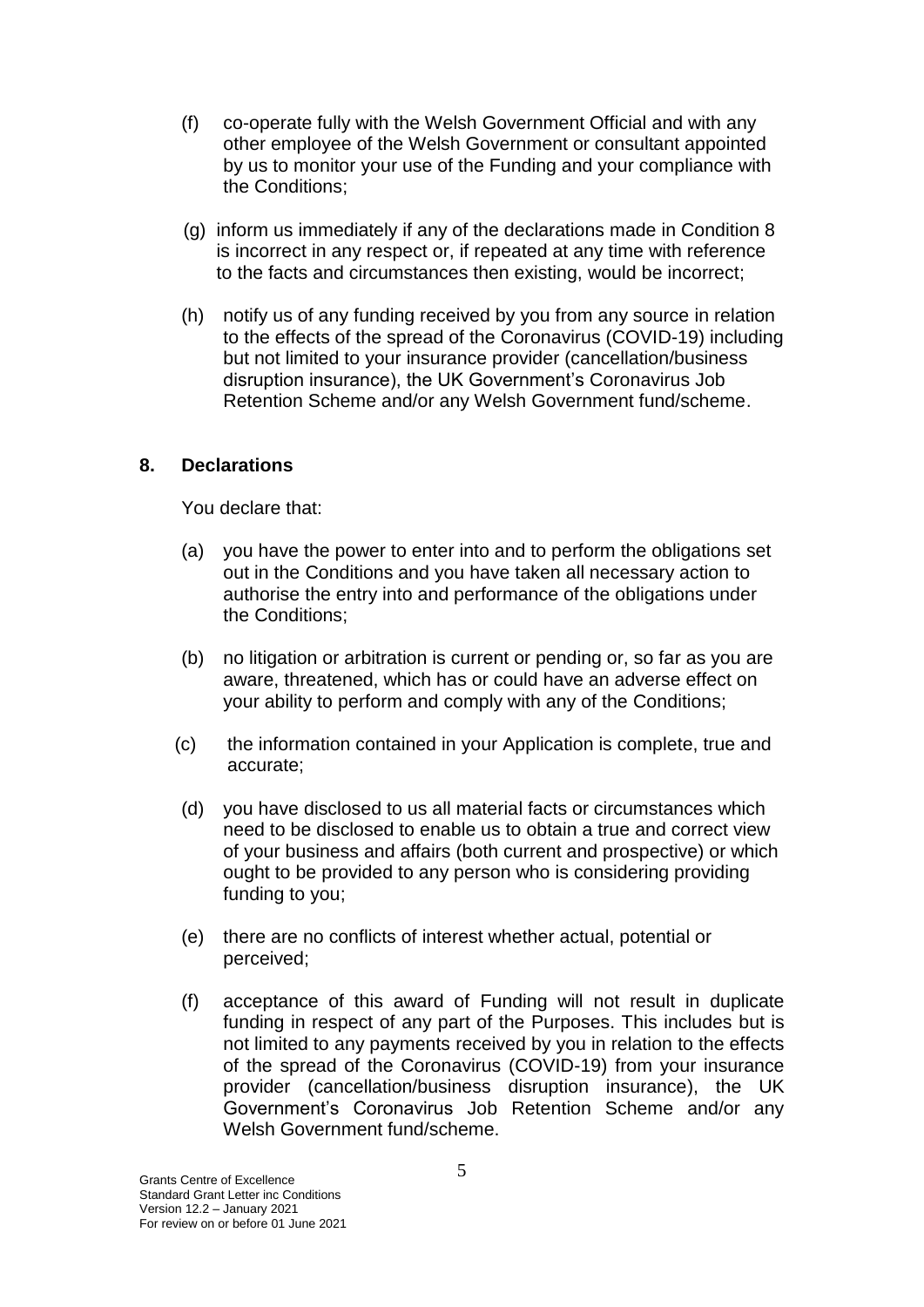(f) co-operate fully with the Welsh Government Official and with any other employee of the Welsh Government or consultant appointed by us to monitor your use of the Funding and your compliance with the Conditions;

(g) inform us immediately if any of the declarations made in Condition 8 is incorrect in any respect or, if repeated at any time with reference to the facts and circumstances then existing, would be incorrect;

(h) notify us of any funding received by you from any source in relation to the effects of the spread of the Coronavirus (COVID-19) including but not limited to your insurance provider (cancellation/business disruption insurance), the UK Government's Coronavirus Job Retention Scheme and/or any Welsh Government fund/scheme.

## 8. Declarations

You declare that:

(a) you have the power to enter into and to perform the obligations set out in the Conditions and you have taken all necessary action to authorise the entry into and performance of the obligations under the Conditions;

(b) no litigation or arbitration is current or pending or, so far as you are aware, threatened, which has or could have an adverse effect on your ability to perform and comply with any of the Conditions;

(c) the information contained in your Application is complete, true and accurate;

(d) you have disclosed to us all material facts or circumstances which need to be disclosed to enable us to obtain a true and correct view of your business and affairs (both current and prospective) or which ought to be provided to any person who is considering providing funding to you;

(e) there are no conflicts of interest whether actual, potential or perceived;

(f) acceptance of this award of Funding will not result in duplicate funding in respect of any part of the Purposes. This includes but is not limited to any payments received by you in relation to the effects of the spread of the Coronavirus (COVID-19) from your insurance provider (cancellation/business disruption insurance), the UK Government's Coronavirus Job Retention Scheme and/or any Welsh Government fund/scheme.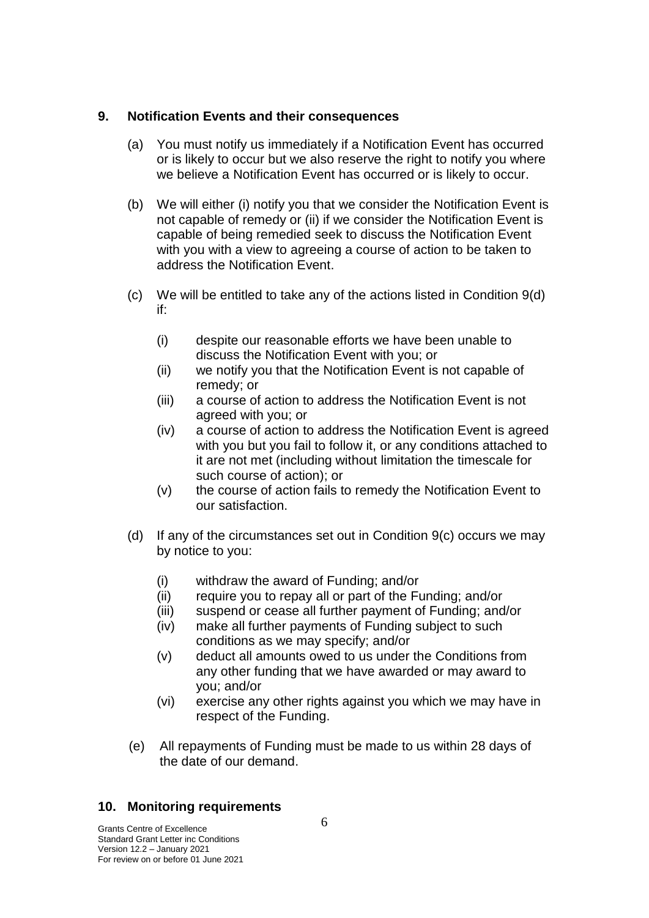## 9. Notification Events and their consequences

(a) You must notify us immediately if a Notification Event has occurred or is likely to occur but we also reserve the right to notify you where we believe a Notification Event has occurred or is likely to occur.

(b) We will either (i) notify you that we consider the Notification Event is not capable of remedy or (ii) if we consider the Notification Event is capable of being remedied seek to discuss the Notification Event with you with a view to agreeing a course of action to be taken to address the Notification Event.

(c) We will be entitled to take any of the actions listed in Condition 9(d) if:

- (i) despite our reasonable efforts we have been unable to discuss the Notification Event with you; or
- (ii) we notify you that the Notification Event is not capable of remedy; or
- (iii) a course of action to address the Notification Event is not agreed with you; or
- (iv) a course of action to address the Notification Event is agreed with you but you fail to follow it, or any conditions attached to it are not met (including without limitation the timescale for such course of action); or
- (v) the course of action fails to remedy the Notification Event to our satisfaction.

(d) If any of the circumstances set out in Condition 9(c) occurs we may by notice to you:

- (i) withdraw the award of Funding; and/or
- (ii) require you to repay all or part of the Funding; and/or
- (iii) suspend or cease all further payment of Funding; and/or
- (iv) make all further payments of Funding subject to such conditions as we may specify; and/or
- (v) deduct all amounts owed to us under the Conditions from any other funding that we have awarded or may award to you; and/or
- (vi) exercise any other rights against you which we may have in respect of the Funding.

(e) All repayments of Funding must be made to us within 28 days of the date of our demand.

## 10. Monitoring requirements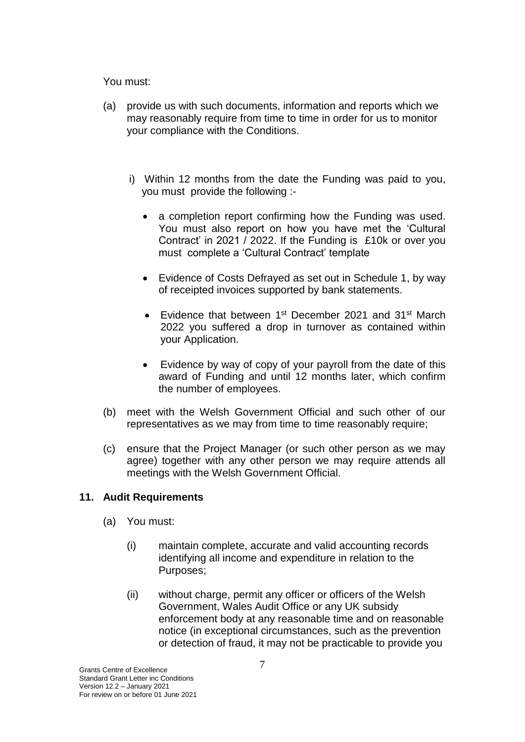You must:

(a) provide us with such documents, information and reports which we may reasonably require from time to time in order for us to monitor your compliance with the Conditions.

   i) Within 12 months from the date the Funding was paid to you, you must provide the following :-

   - a completion report confirming how the Funding was used. You must also report on how you have met the 'Cultural Contract' in 2021 / 2022. If the Funding is £10k or over you must complete a 'Cultural Contract' template
   - Evidence of Costs Defrayed as set out in Schedule 1, by way of receipted invoices supported by bank statements.
   - Evidence that between 1st December 2021 and 31st March 2022 you suffered a drop in turnover as contained within your Application.
   - Evidence by way of copy of your payroll from the date of this award of Funding and until 12 months later, which confirm the number of employees.

(b) meet with the Welsh Government Official and such other of our representatives as we may from time to time reasonably require;

(c) ensure that the Project Manager (or such other person as we may agree) together with any other person we may require attends all meetings with the Welsh Government Official.

## 11. Audit Requirements

(a) You must:

   (i) maintain complete, accurate and valid accounting records identifying all income and expenditure in relation to the Purposes;

   (ii) without charge, permit any officer or officers of the Welsh Government, Wales Audit Office or any UK subsidy enforcement body at any reasonable time and on reasonable notice (in exceptional circumstances, such as the prevention or detection of fraud, it may not be practicable to provide you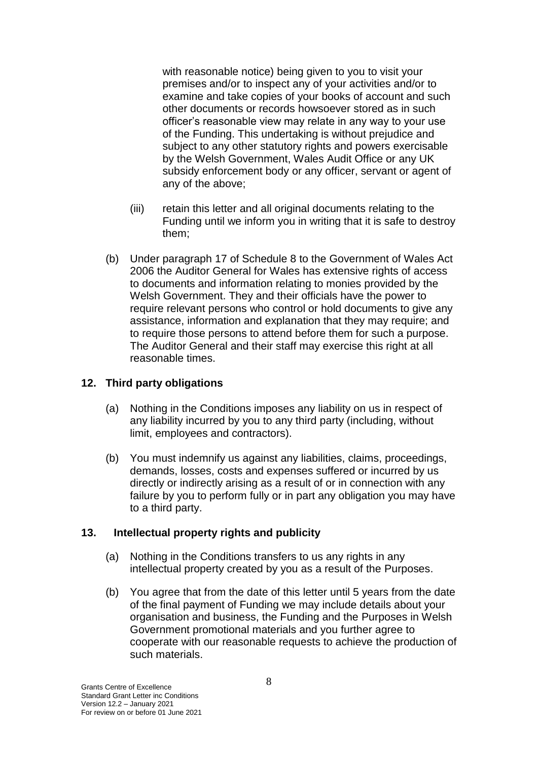with reasonable notice) being given to you to visit your premises and/or to inspect any of your activities and/or to examine and take copies of your books of account and such other documents or records howsoever stored as in such officer's reasonable view may relate in any way to your use of the Funding. This undertaking is without prejudice and subject to any other statutory rights and powers exercisable by the Welsh Government, Wales Audit Office or any UK subsidy enforcement body or any officer, servant or agent of any of the above;

(iii) retain this letter and all original documents relating to the Funding until we inform you in writing that it is safe to destroy them;

(b) Under paragraph 17 of Schedule 8 to the Government of Wales Act 2006 the Auditor General for Wales has extensive rights of access to documents and information relating to monies provided by the Welsh Government. They and their officials have the power to require relevant persons who control or hold documents to give any assistance, information and explanation that they may require; and to require those persons to attend before them for such a purpose. The Auditor General and their staff may exercise this right at all reasonable times.

## 12. Third party obligations

(a) Nothing in the Conditions imposes any liability on us in respect of any liability incurred by you to any third party (including, without limit, employees and contractors).

(b) You must indemnify us against any liabilities, claims, proceedings, demands, losses, costs and expenses suffered or incurred by us directly or indirectly arising as a result of or in connection with any failure by you to perform fully or in part any obligation you may have to a third party.

## 13. Intellectual property rights and publicity

(a) Nothing in the Conditions transfers to us any rights in any intellectual property created by you as a result of the Purposes.

(b) You agree that from the date of this letter until 5 years from the date of the final payment of Funding we may include details about your organisation and business, the Funding and the Purposes in Welsh Government promotional materials and you further agree to cooperate with our reasonable requests to achieve the production of such materials.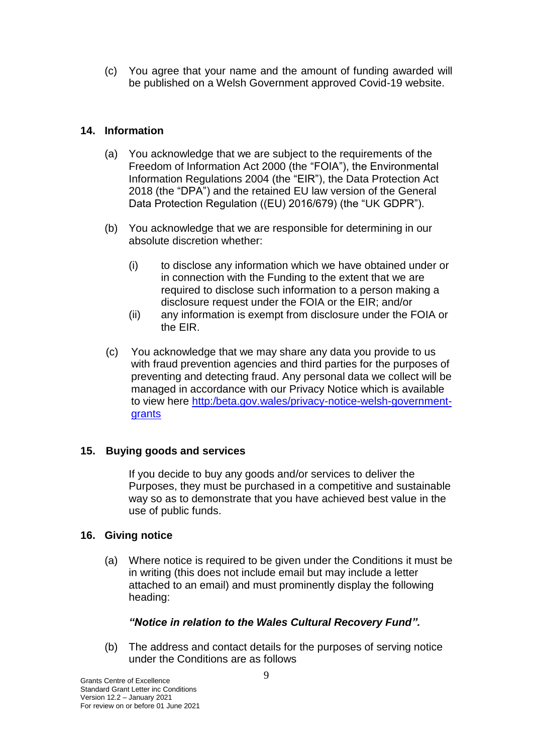(c) You agree that your name and the amount of funding awarded will be published on a Welsh Government approved Covid-19 website.

## 14. Information

(a) You acknowledge that we are subject to the requirements of the Freedom of Information Act 2000 (the "FOIA"), the Environmental Information Regulations 2004 (the "EIR"), the Data Protection Act 2018 (the "DPA") and the retained EU law version of the General Data Protection Regulation ((EU) 2016/679) (the "UK GDPR").

(b) You acknowledge that we are responsible for determining in our absolute discretion whether:

(i) to disclose any information which we have obtained under or in connection with the Funding to the extent that we are required to disclose such information to a person making a disclosure request under the FOIA or the EIR; and/or

(ii) any information is exempt from disclosure under the FOIA or the EIR.

(c) You acknowledge that we may share any data you provide to us with fraud prevention agencies and third parties for the purposes of preventing and detecting fraud. Any personal data we collect will be managed in accordance with our Privacy Notice which is available to view here [http:/beta.gov.wales/privacy-notice-welsh-government-grants](http:/beta.gov.wales/privacy-notice-welsh-government-grants)

## 15. Buying goods and services

If you decide to buy any goods and/or services to deliver the Purposes, they must be purchased in a competitive and sustainable way so as to demonstrate that you have achieved best value in the use of public funds.

## 16. Giving notice

(a) Where notice is required to be given under the Conditions it must be in writing (this does not include email but may include a letter attached to an email) and must prominently display the following heading:

***"Notice in relation to the Wales Cultural Recovery Fund".***

(b) The address and contact details for the purposes of serving notice under the Conditions are as follows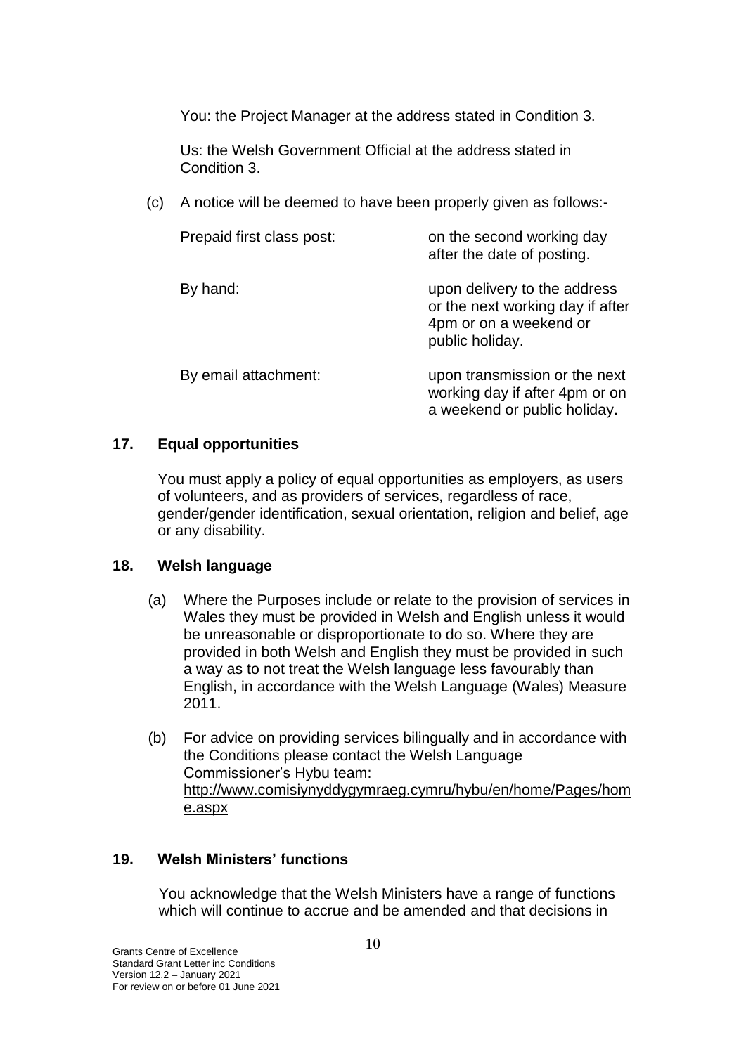You: the Project Manager at the address stated in Condition 3.

Us: the Welsh Government Official at the address stated in Condition 3.

(c) A notice will be deemed to have been properly given as follows:-

| | |
|---|---|
| Prepaid first class post: | on the second working day after the date of posting. |
| By hand: | upon delivery to the address or the next working day if after 4pm or on a weekend or public holiday. |
| By email attachment: | upon transmission or the next working day if after 4pm or on a weekend or public holiday. |

## 17. Equal opportunities

You must apply a policy of equal opportunities as employers, as users of volunteers, and as providers of services, regardless of race, gender/gender identification, sexual orientation, religion and belief, age or any disability.

## 18. Welsh language

(a) Where the Purposes include or relate to the provision of services in Wales they must be provided in Welsh and English unless it would be unreasonable or disproportionate to do so. Where they are provided in both Welsh and English they must be provided in such a way as to not treat the Welsh language less favourably than English, in accordance with the Welsh Language (Wales) Measure 2011.

(b) For advice on providing services bilingually and in accordance with the Conditions please contact the Welsh Language Commissioner's Hybu team: http://www.comisiynyddygymraeg.cymru/hybu/en/home/Pages/home.aspx

## 19. Welsh Ministers' functions

You acknowledge that the Welsh Ministers have a range of functions which will continue to accrue and be amended and that decisions in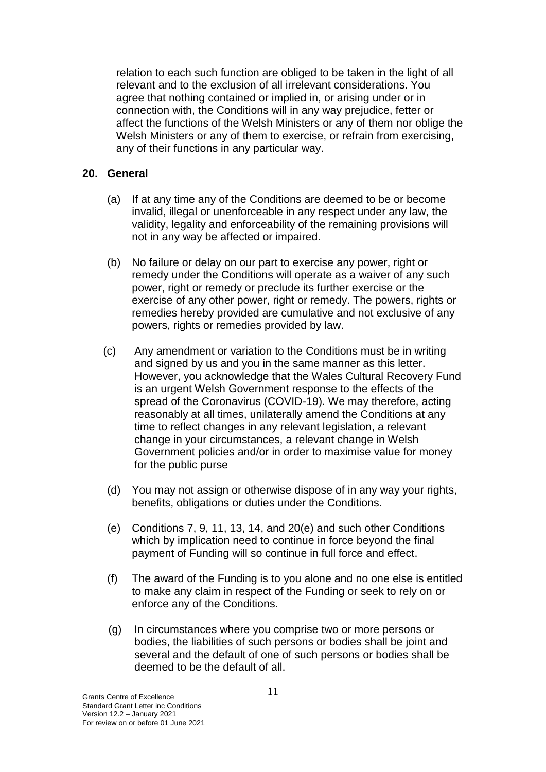relation to each such function are obliged to be taken in the light of all relevant and to the exclusion of all irrelevant considerations. You agree that nothing contained or implied in, or arising under or in connection with, the Conditions will in any way prejudice, fetter or affect the functions of the Welsh Ministers or any of them nor oblige the Welsh Ministers or any of them to exercise, or refrain from exercising, any of their functions in any particular way.

## 20. General

(a) If at any time any of the Conditions are deemed to be or become invalid, illegal or unenforceable in any respect under any law, the validity, legality and enforceability of the remaining provisions will not in any way be affected or impaired.

(b) No failure or delay on our part to exercise any power, right or remedy under the Conditions will operate as a waiver of any such power, right or remedy or preclude its further exercise or the exercise of any other power, right or remedy. The powers, rights or remedies hereby provided are cumulative and not exclusive of any powers, rights or remedies provided by law.

(c) Any amendment or variation to the Conditions must be in writing and signed by us and you in the same manner as this letter. However, you acknowledge that the Wales Cultural Recovery Fund is an urgent Welsh Government response to the effects of the spread of the Coronavirus (COVID-19). We may therefore, acting reasonably at all times, unilaterally amend the Conditions at any time to reflect changes in any relevant legislation, a relevant change in your circumstances, a relevant change in Welsh Government policies and/or in order to maximise value for money for the public purse

(d) You may not assign or otherwise dispose of in any way your rights, benefits, obligations or duties under the Conditions.

(e) Conditions 7, 9, 11, 13, 14, and 20(e) and such other Conditions which by implication need to continue in force beyond the final payment of Funding will so continue in full force and effect.

(f) The award of the Funding is to you alone and no one else is entitled to make any claim in respect of the Funding or seek to rely on or enforce any of the Conditions.

(g) In circumstances where you comprise two or more persons or bodies, the liabilities of such persons or bodies shall be joint and several and the default of one of such persons or bodies shall be deemed to be the default of all.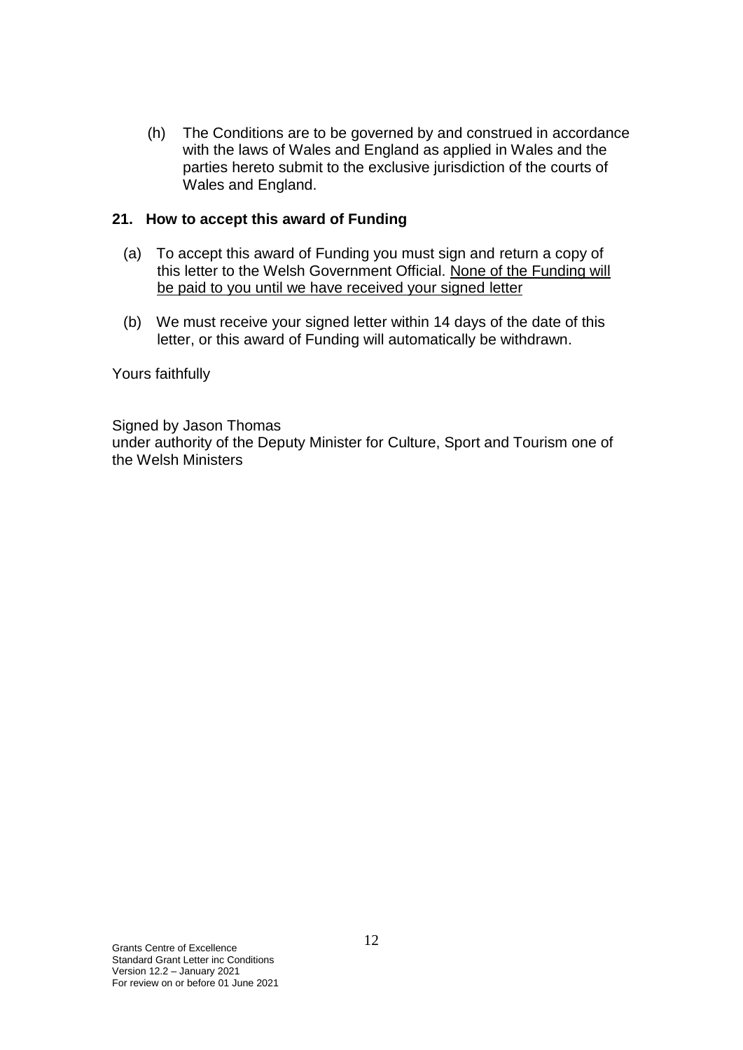(h) The Conditions are to be governed by and construed in accordance with the laws of Wales and England as applied in Wales and the parties hereto submit to the exclusive jurisdiction of the courts of Wales and England.

## 21. How to accept this award of Funding

(a) To accept this award of Funding you must sign and return a copy of this letter to the Welsh Government Official. <u>None of the Funding will be paid to you until we have received your signed letter</u>

(b) We must receive your signed letter within 14 days of the date of this letter, or this award of Funding will automatically be withdrawn.

Yours faithfully

Signed by Jason Thomas
under authority of the Deputy Minister for Culture, Sport and Tourism one of the Welsh Ministers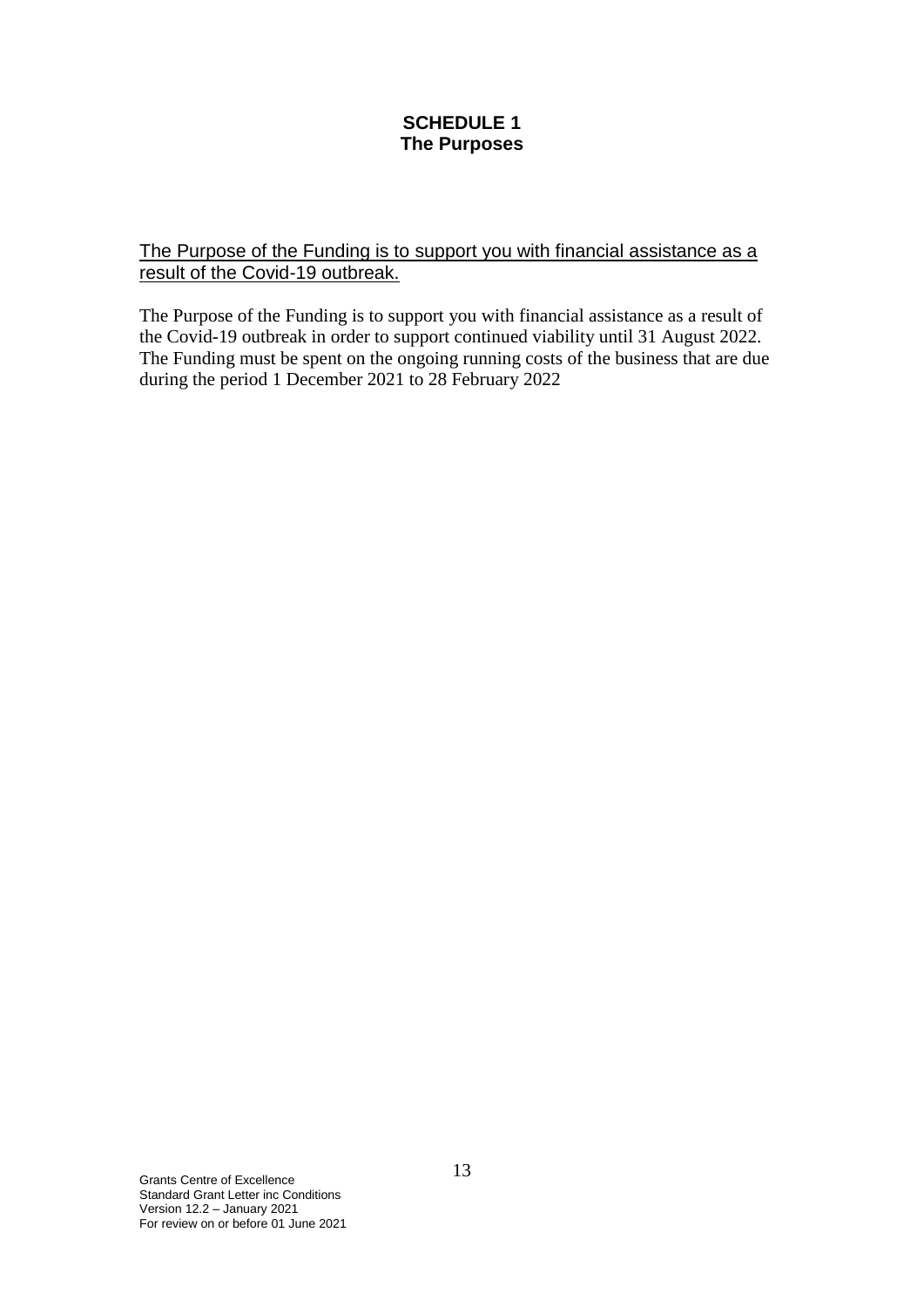## SCHEDULE 1
## The Purposes

The Purpose of the Funding is to support you with financial assistance as a result of the Covid-19 outbreak.

The Purpose of the Funding is to support you with financial assistance as a result of the Covid-19 outbreak in order to support continued viability until 31 August 2022. The Funding must be spent on the ongoing running costs of the business that are due during the period 1 December 2021 to 28 February 2022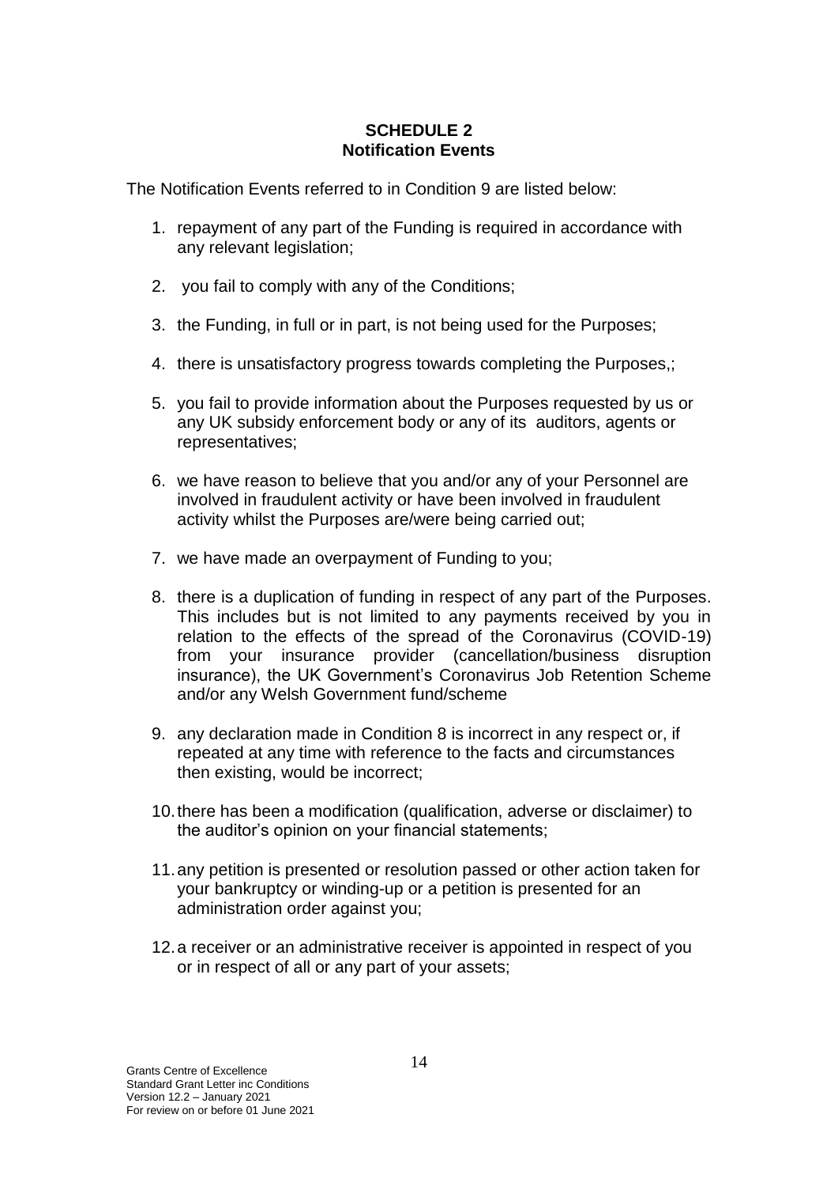**SCHEDULE 2**
**Notification Events**

The Notification Events referred to in Condition 9 are listed below:

1. repayment of any part of the Funding is required in accordance with any relevant legislation;

2. you fail to comply with any of the Conditions;

3. the Funding, in full or in part, is not being used for the Purposes;

4. there is unsatisfactory progress towards completing the Purposes,;

5. you fail to provide information about the Purposes requested by us or any UK subsidy enforcement body or any of its auditors, agents or representatives;

6. we have reason to believe that you and/or any of your Personnel are involved in fraudulent activity or have been involved in fraudulent activity whilst the Purposes are/were being carried out;

7. we have made an overpayment of Funding to you;

8. there is a duplication of funding in respect of any part of the Purposes. This includes but is not limited to any payments received by you in relation to the effects of the spread of the Coronavirus (COVID-19) from your insurance provider (cancellation/business disruption insurance), the UK Government's Coronavirus Job Retention Scheme and/or any Welsh Government fund/scheme

9. any declaration made in Condition 8 is incorrect in any respect or, if repeated at any time with reference to the facts and circumstances then existing, would be incorrect;

10. there has been a modification (qualification, adverse or disclaimer) to the auditor's opinion on your financial statements;

11. any petition is presented or resolution passed or other action taken for your bankruptcy or winding-up or a petition is presented for an administration order against you;

12. a receiver or an administrative receiver is appointed in respect of you or in respect of all or any part of your assets;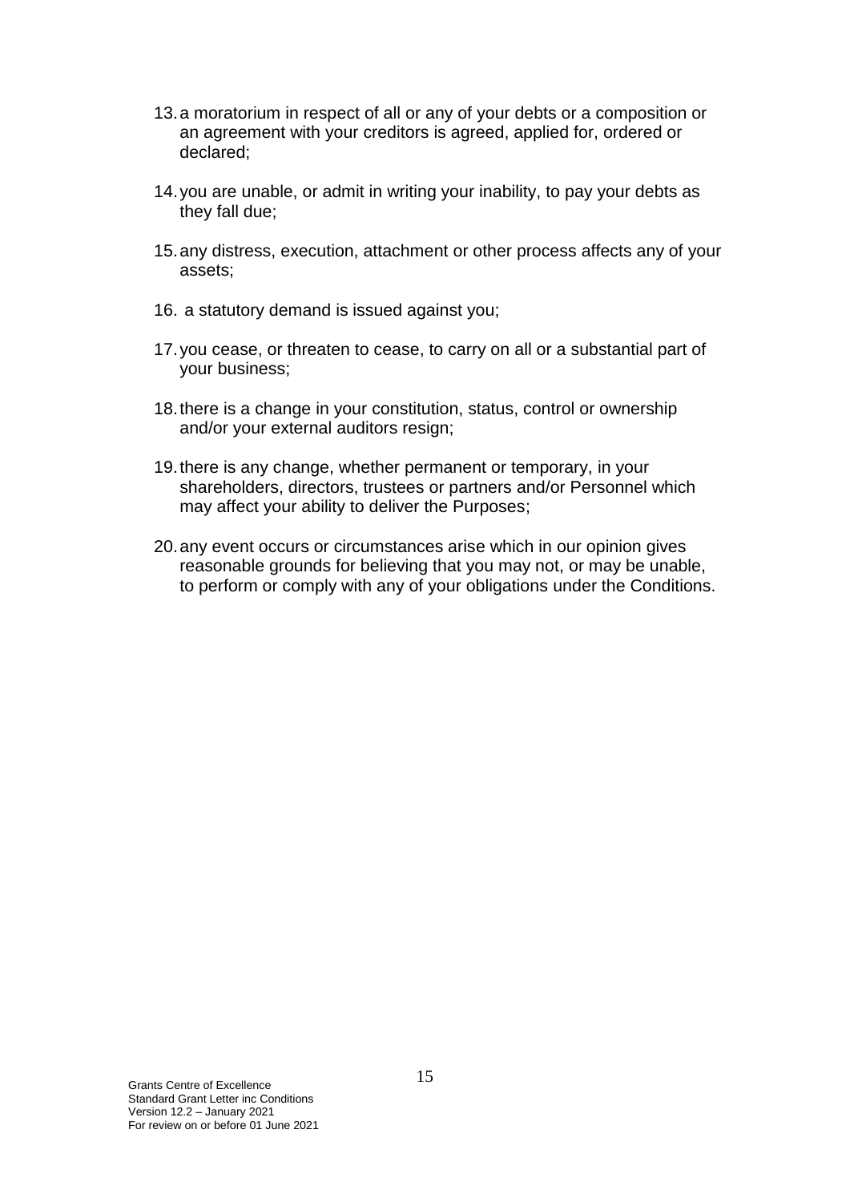13. a moratorium in respect of all or any of your debts or a composition or an agreement with your creditors is agreed, applied for, ordered or declared;

14. you are unable, or admit in writing your inability, to pay your debts as they fall due;

15. any distress, execution, attachment or other process affects any of your assets;

16. a statutory demand is issued against you;

17. you cease, or threaten to cease, to carry on all or a substantial part of your business;

18. there is a change in your constitution, status, control or ownership and/or your external auditors resign;

19. there is any change, whether permanent or temporary, in your shareholders, directors, trustees or partners and/or Personnel which may affect your ability to deliver the Purposes;

20. any event occurs or circumstances arise which in our opinion gives reasonable grounds for believing that you may not, or may be unable, to perform or comply with any of your obligations under the Conditions.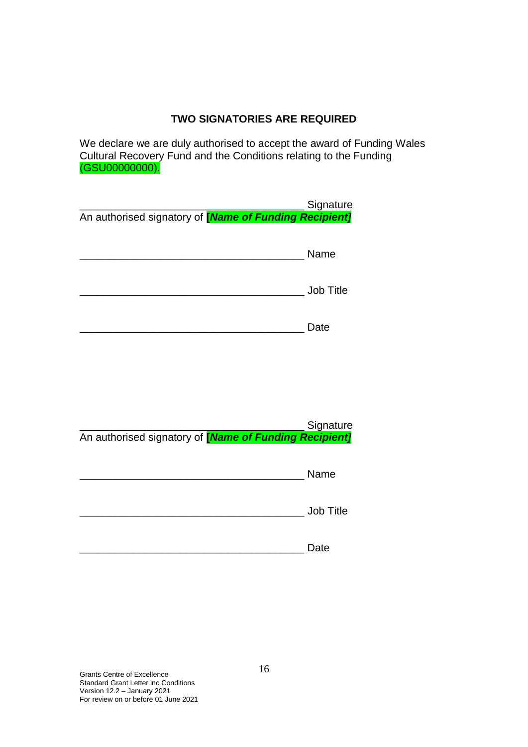**TWO SIGNATORIES ARE REQUIRED**

We declare we are duly authorised to accept the award of Funding Wales Cultural Recovery Fund and the Conditions relating to the Funding (GSU00000000).

_______________________________________ Signature
An authorised signatory of ***[Name of Funding Recipient]***

_______________________________________ Name

_______________________________________ Job Title

_______________________________________ Date

_______________________________________ Signature
An authorised signatory of ***[Name of Funding Recipient]***

_______________________________________ Name

_______________________________________ Job Title

_______________________________________ Date

Grants Centre of Excellence
Standard Grant Letter inc Conditions
Version 12.2 – January 2021
For review on or before 01 June 2021